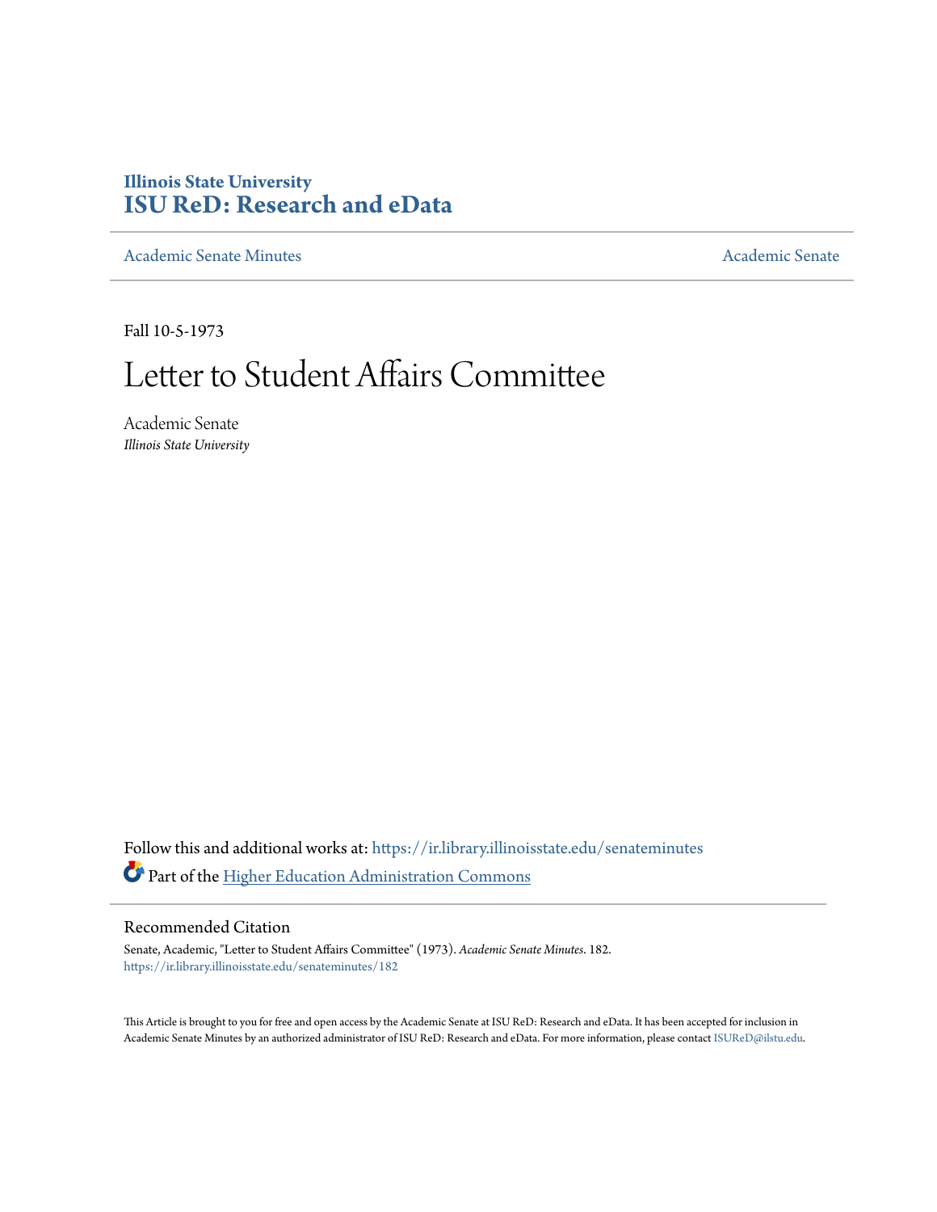Illinois State University
# ISU ReD: Research and eData

Academic Senate Minutes | Academic Senate

Fall 10-5-1973

# Letter to Student Affairs Committee

Academic Senate
*Illinois State University*

Follow this and additional works at: https://ir.library.illinoisstate.edu/senateminutes

Part of the Higher Education Administration Commons

## Recommended Citation

Senate, Academic, "Letter to Student Affairs Committee" (1973). *Academic Senate Minutes*. 182.
https://ir.library.illinoisstate.edu/senateminutes/182

This Article is brought to you for free and open access by the Academic Senate at ISU ReD: Research and eData. It has been accepted for inclusion in Academic Senate Minutes by an authorized administrator of ISU ReD: Research and eData. For more information, please contact ISUReD@ilstu.edu.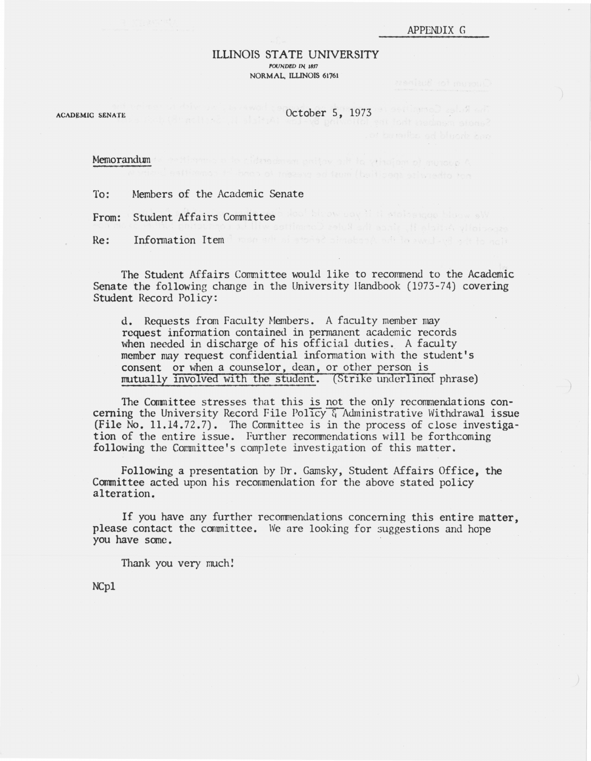APPENDIX G

# ILLINOIS STATE UNIVERSITY

FOUNDED IN 1857
NORMAL, ILLINOIS 61761

ACADEMIC SENATE

October 5, 1973

Memorandum

To: Members of the Academic Senate

From: Student Affairs Committee

Re: Information Item

The Student Affairs Committee would like to recommend to the Academic Senate the following change in the University Handbook (1973-74) covering Student Record Policy:

> d. Requests from Faculty Members. A faculty member may request information contained in permanent academic records when needed in discharge of his official duties. A faculty member may request confidential information with the student's consent or when a counselor, dean, or other person is mutually involved with the student. (Strike underlined phrase)

The Committee stresses that this is not the only recommendations concerning the University Record File Policy & Administrative Withdrawal issue (File No. 11.14.72.7). The Committee is in the process of close investigation of the entire issue. Further recommendations will be forthcoming following the Committee's complete investigation of this matter.

Following a presentation by Dr. Gamsky, Student Affairs Office, the Committee acted upon his recommendation for the above stated policy alteration.

If you have any further recommendations concerning this entire matter, please contact the committee. We are looking for suggestions and hope you have some.

Thank you very much!

NCpl